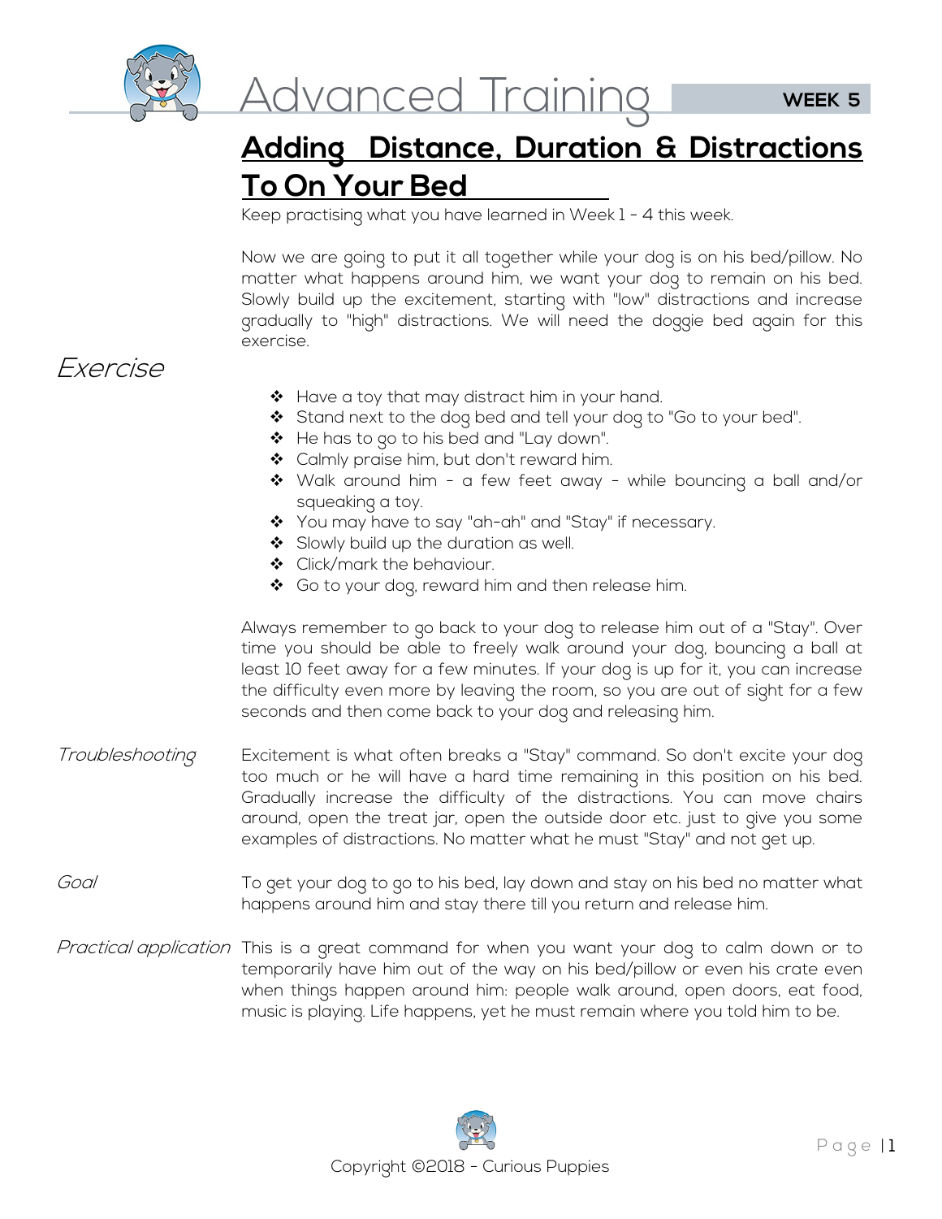# Advanced Training

**WEEK 5**

## Adding Distance, Duration & Distractions To On Your Bed

Keep practising what you have learned in Week 1 - 4 this week.

Now we are going to put it all together while your dog is on his bed/pillow. No matter what happens around him, we want your dog to remain on his bed. Slowly build up the excitement, starting with "low" distractions and increase gradually to "high" distractions. We will need the doggie bed again for this exercise.

### *Exercise*

- Have a toy that may distract him in your hand.
- Stand next to the dog bed and tell your dog to "Go to your bed".
- He has to go to his bed and "Lay down".
- Calmly praise him, but don't reward him.
- Walk around him - a few feet away - while bouncing a ball and/or squeaking a toy.
- You may have to say "ah-ah" and "Stay" if necessary.
- Slowly build up the duration as well.
- Click/mark the behaviour.
- Go to your dog, reward him and then release him.

Always remember to go back to your dog to release him out of a "Stay". Over time you should be able to freely walk around your dog, bouncing a ball at least 10 feet away for a few minutes. If your dog is up for it, you can increase the difficulty even more by leaving the room, so you are out of sight for a few seconds and then come back to your dog and releasing him.

*Troubleshooting*

Excitement is what often breaks a "Stay" command. So don't excite your dog too much or he will have a hard time remaining in this position on his bed. Gradually increase the difficulty of the distractions. You can move chairs around, open the treat jar, open the outside door etc. just to give you some examples of distractions. No matter what he must "Stay" and not get up.

*Goal*

To get your dog to go to his bed, lay down and stay on his bed no matter what happens around him and stay there till you return and release him.

*Practical application*

This is a great command for when you want your dog to calm down or to temporarily have him out of the way on his bed/pillow or even his crate even when things happen around him: people walk around, open doors, eat food, music is playing. Life happens, yet he must remain where you told him to be.

Copyright ©2018 - Curious Puppies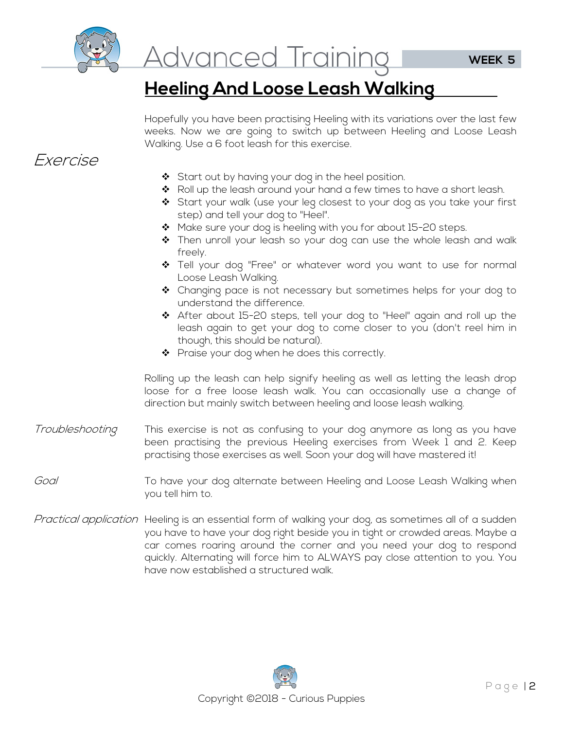# Advanced Training

**WEEK 5**

## Heeling And Loose Leash Walking

Hopefully you have been practising Heeling with its variations over the last few weeks. Now we are going to switch up between Heeling and Loose Leash Walking. Use a 6 foot leash for this exercise.

### *Exercise*

- Start out by having your dog in the heel position.
- Roll up the leash around your hand a few times to have a short leash.
- Start your walk (use your leg closest to your dog as you take your first step) and tell your dog to "Heel".
- Make sure your dog is heeling with you for about 15-20 steps.
- Then unroll your leash so your dog can use the whole leash and walk freely.
- Tell your dog "Free" or whatever word you want to use for normal Loose Leash Walking.
- Changing pace is not necessary but sometimes helps for your dog to understand the difference.
- After about 15-20 steps, tell your dog to "Heel" again and roll up the leash again to get your dog to come closer to you (don't reel him in though, this should be natural).
- Praise your dog when he does this correctly.

Rolling up the leash can help signify heeling as well as letting the leash drop loose for a free loose leash walk. You can occasionally use a change of direction but mainly switch between heeling and loose leash walking.

*Troubleshooting*

This exercise is not as confusing to your dog anymore as long as you have been practising the previous Heeling exercises from Week 1 and 2. Keep practising those exercises as well. Soon your dog will have mastered it!

*Goal*

To have your dog alternate between Heeling and Loose Leash Walking when you tell him to.

*Practical application*

Heeling is an essential form of walking your dog, as sometimes all of a sudden you have to have your dog right beside you in tight or crowded areas. Maybe a car comes roaring around the corner and you need your dog to respond quickly. Alternating will force him to ALWAYS pay close attention to you. You have now established a structured walk.

Copyright ©2018 - Curious Puppies